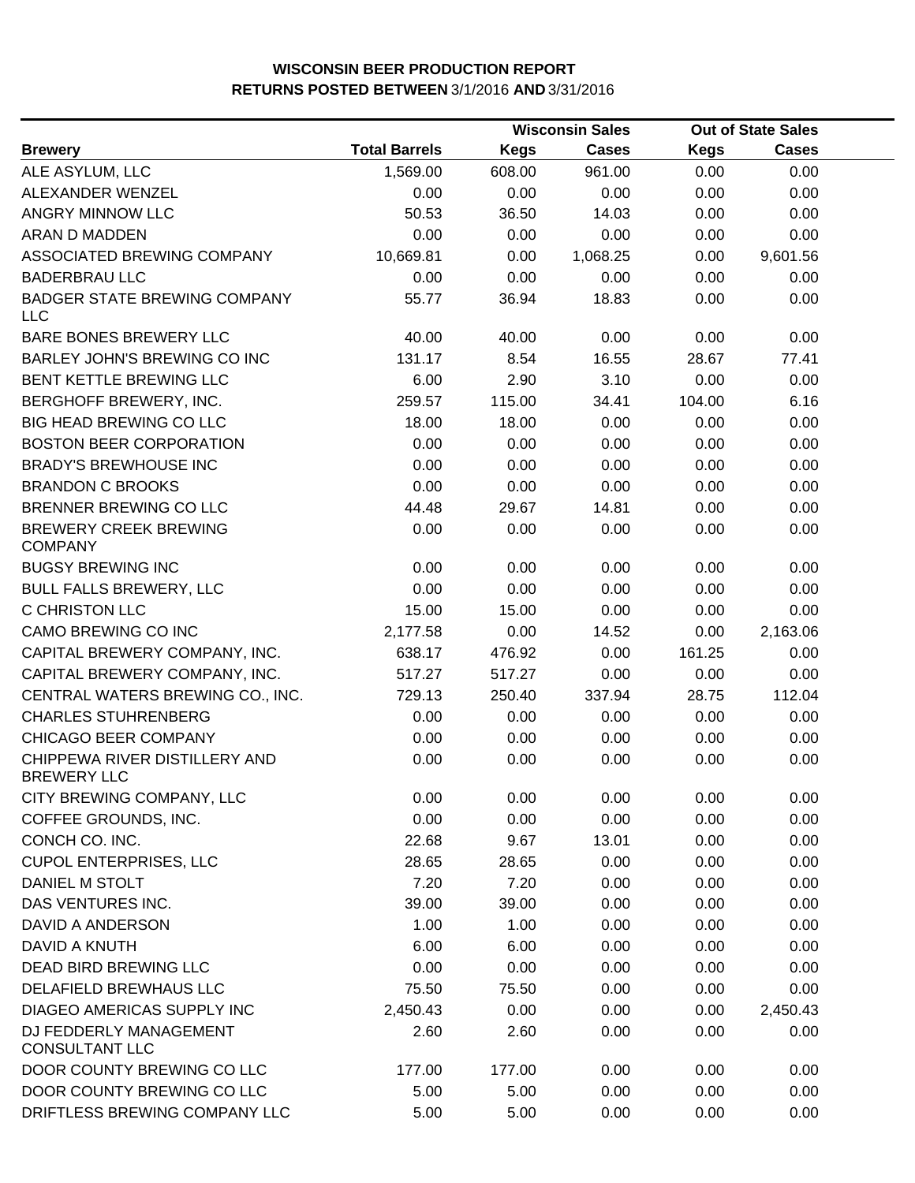**WISCONSIN BEER PRODUCTION REPORT**
**RETURNS POSTED BETWEEN** 3/1/2016 **AND** 3/31/2016

| | | Wisconsin Sales | | Out of State Sales | |
|---|---|---|---|---|---|
| **Brewery** | **Total Barrels** | **Kegs** | **Cases** | **Kegs** | **Cases** |
| ALE ASYLUM, LLC | 1,569.00 | 608.00 | 961.00 | 0.00 | 0.00 |
| ALEXANDER WENZEL | 0.00 | 0.00 | 0.00 | 0.00 | 0.00 |
| ANGRY MINNOW LLC | 50.53 | 36.50 | 14.03 | 0.00 | 0.00 |
| ARAN D MADDEN | 0.00 | 0.00 | 0.00 | 0.00 | 0.00 |
| ASSOCIATED BREWING COMPANY | 10,669.81 | 0.00 | 1,068.25 | 0.00 | 9,601.56 |
| BADERBRAU LLC | 0.00 | 0.00 | 0.00 | 0.00 | 0.00 |
| BADGER STATE BREWING COMPANY LLC | 55.77 | 36.94 | 18.83 | 0.00 | 0.00 |
| BARE BONES BREWERY LLC | 40.00 | 40.00 | 0.00 | 0.00 | 0.00 |
| BARLEY JOHN'S BREWING CO INC | 131.17 | 8.54 | 16.55 | 28.67 | 77.41 |
| BENT KETTLE BREWING LLC | 6.00 | 2.90 | 3.10 | 0.00 | 0.00 |
| BERGHOFF BREWERY, INC. | 259.57 | 115.00 | 34.41 | 104.00 | 6.16 |
| BIG HEAD BREWING CO LLC | 18.00 | 18.00 | 0.00 | 0.00 | 0.00 |
| BOSTON BEER CORPORATION | 0.00 | 0.00 | 0.00 | 0.00 | 0.00 |
| BRADY'S BREWHOUSE INC | 0.00 | 0.00 | 0.00 | 0.00 | 0.00 |
| BRANDON C BROOKS | 0.00 | 0.00 | 0.00 | 0.00 | 0.00 |
| BRENNER BREWING CO LLC | 44.48 | 29.67 | 14.81 | 0.00 | 0.00 |
| BREWERY CREEK BREWING COMPANY | 0.00 | 0.00 | 0.00 | 0.00 | 0.00 |
| BUGSY BREWING INC | 0.00 | 0.00 | 0.00 | 0.00 | 0.00 |
| BULL FALLS BREWERY, LLC | 0.00 | 0.00 | 0.00 | 0.00 | 0.00 |
| C CHRISTON LLC | 15.00 | 15.00 | 0.00 | 0.00 | 0.00 |
| CAMO BREWING CO INC | 2,177.58 | 0.00 | 14.52 | 0.00 | 2,163.06 |
| CAPITAL BREWERY COMPANY, INC. | 638.17 | 476.92 | 0.00 | 161.25 | 0.00 |
| CAPITAL BREWERY COMPANY, INC. | 517.27 | 517.27 | 0.00 | 0.00 | 0.00 |
| CENTRAL WATERS BREWING CO., INC. | 729.13 | 250.40 | 337.94 | 28.75 | 112.04 |
| CHARLES STUHRENBERG | 0.00 | 0.00 | 0.00 | 0.00 | 0.00 |
| CHICAGO BEER COMPANY | 0.00 | 0.00 | 0.00 | 0.00 | 0.00 |
| CHIPPEWA RIVER DISTILLERY AND BREWERY LLC | 0.00 | 0.00 | 0.00 | 0.00 | 0.00 |
| CITY BREWING COMPANY, LLC | 0.00 | 0.00 | 0.00 | 0.00 | 0.00 |
| COFFEE GROUNDS, INC. | 0.00 | 0.00 | 0.00 | 0.00 | 0.00 |
| CONCH CO. INC. | 22.68 | 9.67 | 13.01 | 0.00 | 0.00 |
| CUPOL ENTERPRISES, LLC | 28.65 | 28.65 | 0.00 | 0.00 | 0.00 |
| DANIEL M STOLT | 7.20 | 7.20 | 0.00 | 0.00 | 0.00 |
| DAS VENTURES INC. | 39.00 | 39.00 | 0.00 | 0.00 | 0.00 |
| DAVID A ANDERSON | 1.00 | 1.00 | 0.00 | 0.00 | 0.00 |
| DAVID A KNUTH | 6.00 | 6.00 | 0.00 | 0.00 | 0.00 |
| DEAD BIRD BREWING LLC | 0.00 | 0.00 | 0.00 | 0.00 | 0.00 |
| DELAFIELD BREWHAUS LLC | 75.50 | 75.50 | 0.00 | 0.00 | 0.00 |
| DIAGEO AMERICAS SUPPLY INC | 2,450.43 | 0.00 | 0.00 | 0.00 | 2,450.43 |
| DJ FEDDERLY MANAGEMENT CONSULTANT LLC | 2.60 | 2.60 | 0.00 | 0.00 | 0.00 |
| DOOR COUNTY BREWING CO LLC | 177.00 | 177.00 | 0.00 | 0.00 | 0.00 |
| DOOR COUNTY BREWING CO LLC | 5.00 | 5.00 | 0.00 | 0.00 | 0.00 |
| DRIFTLESS BREWING COMPANY LLC | 5.00 | 5.00 | 0.00 | 0.00 | 0.00 |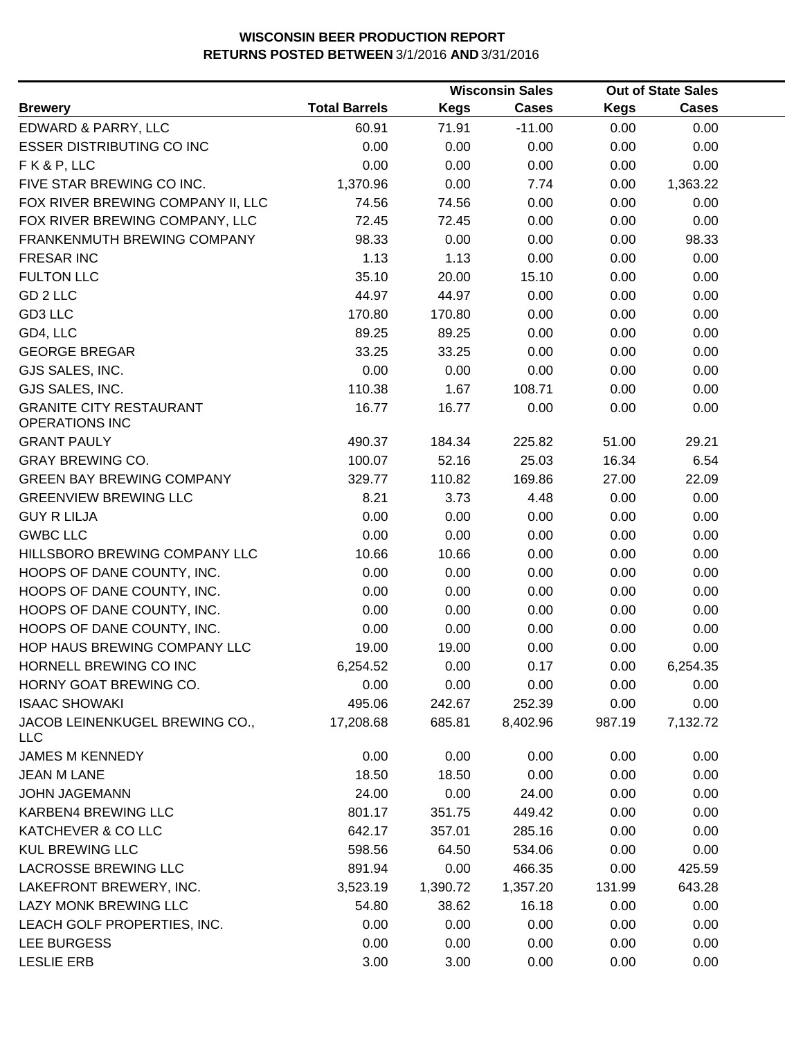# WISCONSIN BEER PRODUCTION REPORT
## RETURNS POSTED BETWEEN 3/1/2016 AND 3/31/2016

| | | Wisconsin Sales | | Out of State Sales | |
|---|---|---|---|---|---|
| **Brewery** | **Total Barrels** | **Kegs** | **Cases** | **Kegs** | **Cases** |
| EDWARD & PARRY, LLC | 60.91 | 71.91 | -11.00 | 0.00 | 0.00 |
| ESSER DISTRIBUTING CO INC | 0.00 | 0.00 | 0.00 | 0.00 | 0.00 |
| F K & P, LLC | 0.00 | 0.00 | 0.00 | 0.00 | 0.00 |
| FIVE STAR BREWING CO INC. | 1,370.96 | 0.00 | 7.74 | 0.00 | 1,363.22 |
| FOX RIVER BREWING COMPANY II, LLC | 74.56 | 74.56 | 0.00 | 0.00 | 0.00 |
| FOX RIVER BREWING COMPANY, LLC | 72.45 | 72.45 | 0.00 | 0.00 | 0.00 |
| FRANKENMUTH BREWING COMPANY | 98.33 | 0.00 | 0.00 | 0.00 | 98.33 |
| FRESAR INC | 1.13 | 1.13 | 0.00 | 0.00 | 0.00 |
| FULTON LLC | 35.10 | 20.00 | 15.10 | 0.00 | 0.00 |
| GD 2 LLC | 44.97 | 44.97 | 0.00 | 0.00 | 0.00 |
| GD3 LLC | 170.80 | 170.80 | 0.00 | 0.00 | 0.00 |
| GD4, LLC | 89.25 | 89.25 | 0.00 | 0.00 | 0.00 |
| GEORGE BREGAR | 33.25 | 33.25 | 0.00 | 0.00 | 0.00 |
| GJS SALES, INC. | 0.00 | 0.00 | 0.00 | 0.00 | 0.00 |
| GJS SALES, INC. | 110.38 | 1.67 | 108.71 | 0.00 | 0.00 |
| GRANITE CITY RESTAURANT OPERATIONS INC | 16.77 | 16.77 | 0.00 | 0.00 | 0.00 |
| GRANT PAULY | 490.37 | 184.34 | 225.82 | 51.00 | 29.21 |
| GRAY BREWING CO. | 100.07 | 52.16 | 25.03 | 16.34 | 6.54 |
| GREEN BAY BREWING COMPANY | 329.77 | 110.82 | 169.86 | 27.00 | 22.09 |
| GREENVIEW BREWING LLC | 8.21 | 3.73 | 4.48 | 0.00 | 0.00 |
| GUY R LILJA | 0.00 | 0.00 | 0.00 | 0.00 | 0.00 |
| GWBC LLC | 0.00 | 0.00 | 0.00 | 0.00 | 0.00 |
| HILLSBORO BREWING COMPANY LLC | 10.66 | 10.66 | 0.00 | 0.00 | 0.00 |
| HOOPS OF DANE COUNTY, INC. | 0.00 | 0.00 | 0.00 | 0.00 | 0.00 |
| HOOPS OF DANE COUNTY, INC. | 0.00 | 0.00 | 0.00 | 0.00 | 0.00 |
| HOOPS OF DANE COUNTY, INC. | 0.00 | 0.00 | 0.00 | 0.00 | 0.00 |
| HOOPS OF DANE COUNTY, INC. | 0.00 | 0.00 | 0.00 | 0.00 | 0.00 |
| HOP HAUS BREWING COMPANY LLC | 19.00 | 19.00 | 0.00 | 0.00 | 0.00 |
| HORNELL BREWING CO INC | 6,254.52 | 0.00 | 0.17 | 0.00 | 6,254.35 |
| HORNY GOAT BREWING CO. | 0.00 | 0.00 | 0.00 | 0.00 | 0.00 |
| ISAAC SHOWAKI | 495.06 | 242.67 | 252.39 | 0.00 | 0.00 |
| JACOB LEINENKUGEL BREWING CO., LLC | 17,208.68 | 685.81 | 8,402.96 | 987.19 | 7,132.72 |
| JAMES M KENNEDY | 0.00 | 0.00 | 0.00 | 0.00 | 0.00 |
| JEAN M LANE | 18.50 | 18.50 | 0.00 | 0.00 | 0.00 |
| JOHN JAGEMANN | 24.00 | 0.00 | 24.00 | 0.00 | 0.00 |
| KARBEN4 BREWING LLC | 801.17 | 351.75 | 449.42 | 0.00 | 0.00 |
| KATCHEVER & CO LLC | 642.17 | 357.01 | 285.16 | 0.00 | 0.00 |
| KUL BREWING LLC | 598.56 | 64.50 | 534.06 | 0.00 | 0.00 |
| LACROSSE BREWING LLC | 891.94 | 0.00 | 466.35 | 0.00 | 425.59 |
| LAKEFRONT BREWERY, INC. | 3,523.19 | 1,390.72 | 1,357.20 | 131.99 | 643.28 |
| LAZY MONK BREWING LLC | 54.80 | 38.62 | 16.18 | 0.00 | 0.00 |
| LEACH GOLF PROPERTIES, INC. | 0.00 | 0.00 | 0.00 | 0.00 | 0.00 |
| LEE BURGESS | 0.00 | 0.00 | 0.00 | 0.00 | 0.00 |
| LESLIE ERB | 3.00 | 3.00 | 0.00 | 0.00 | 0.00 |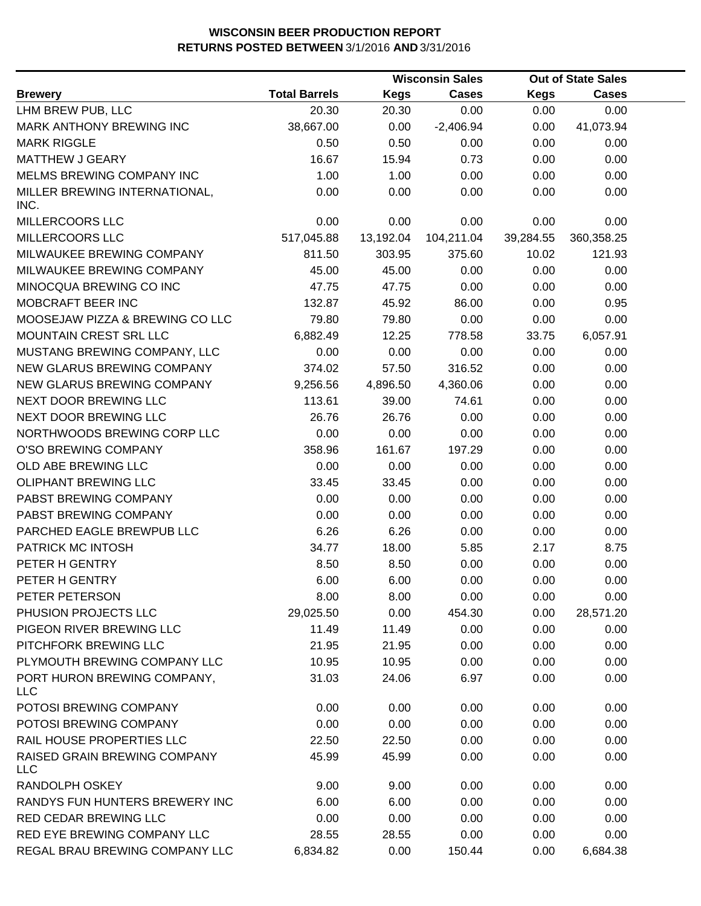**WISCONSIN BEER PRODUCTION REPORT**
**RETURNS POSTED BETWEEN 3/1/2016 AND 3/31/2016**

| | | Wisconsin Sales | | Out of State Sales | |
|---|---|---|---|---|---|
| **Brewery** | **Total Barrels** | **Kegs** | **Cases** | **Kegs** | **Cases** |
| LHM BREW PUB, LLC | 20.30 | 20.30 | 0.00 | 0.00 | 0.00 |
| MARK ANTHONY BREWING INC | 38,667.00 | 0.00 | -2,406.94 | 0.00 | 41,073.94 |
| MARK RIGGLE | 0.50 | 0.50 | 0.00 | 0.00 | 0.00 |
| MATTHEW J GEARY | 16.67 | 15.94 | 0.73 | 0.00 | 0.00 |
| MELMS BREWING COMPANY INC | 1.00 | 1.00 | 0.00 | 0.00 | 0.00 |
| MILLER BREWING INTERNATIONAL, INC. | 0.00 | 0.00 | 0.00 | 0.00 | 0.00 |
| MILLERCOORS LLC | 0.00 | 0.00 | 0.00 | 0.00 | 0.00 |
| MILLERCOORS LLC | 517,045.88 | 13,192.04 | 104,211.04 | 39,284.55 | 360,358.25 |
| MILWAUKEE BREWING COMPANY | 811.50 | 303.95 | 375.60 | 10.02 | 121.93 |
| MILWAUKEE BREWING COMPANY | 45.00 | 45.00 | 0.00 | 0.00 | 0.00 |
| MINOCQUA BREWING CO INC | 47.75 | 47.75 | 0.00 | 0.00 | 0.00 |
| MOBCRAFT BEER INC | 132.87 | 45.92 | 86.00 | 0.00 | 0.95 |
| MOOSEJAW PIZZA & BREWING CO LLC | 79.80 | 79.80 | 0.00 | 0.00 | 0.00 |
| MOUNTAIN CREST SRL LLC | 6,882.49 | 12.25 | 778.58 | 33.75 | 6,057.91 |
| MUSTANG BREWING COMPANY, LLC | 0.00 | 0.00 | 0.00 | 0.00 | 0.00 |
| NEW GLARUS BREWING COMPANY | 374.02 | 57.50 | 316.52 | 0.00 | 0.00 |
| NEW GLARUS BREWING COMPANY | 9,256.56 | 4,896.50 | 4,360.06 | 0.00 | 0.00 |
| NEXT DOOR BREWING LLC | 113.61 | 39.00 | 74.61 | 0.00 | 0.00 |
| NEXT DOOR BREWING LLC | 26.76 | 26.76 | 0.00 | 0.00 | 0.00 |
| NORTHWOODS BREWING CORP LLC | 0.00 | 0.00 | 0.00 | 0.00 | 0.00 |
| O'SO BREWING COMPANY | 358.96 | 161.67 | 197.29 | 0.00 | 0.00 |
| OLD ABE BREWING LLC | 0.00 | 0.00 | 0.00 | 0.00 | 0.00 |
| OLIPHANT BREWING LLC | 33.45 | 33.45 | 0.00 | 0.00 | 0.00 |
| PABST BREWING COMPANY | 0.00 | 0.00 | 0.00 | 0.00 | 0.00 |
| PABST BREWING COMPANY | 0.00 | 0.00 | 0.00 | 0.00 | 0.00 |
| PARCHED EAGLE BREWPUB LLC | 6.26 | 6.26 | 0.00 | 0.00 | 0.00 |
| PATRICK MC INTOSH | 34.77 | 18.00 | 5.85 | 2.17 | 8.75 |
| PETER H GENTRY | 8.50 | 8.50 | 0.00 | 0.00 | 0.00 |
| PETER H GENTRY | 6.00 | 6.00 | 0.00 | 0.00 | 0.00 |
| PETER PETERSON | 8.00 | 8.00 | 0.00 | 0.00 | 0.00 |
| PHUSION PROJECTS LLC | 29,025.50 | 0.00 | 454.30 | 0.00 | 28,571.20 |
| PIGEON RIVER BREWING LLC | 11.49 | 11.49 | 0.00 | 0.00 | 0.00 |
| PITCHFORK BREWING LLC | 21.95 | 21.95 | 0.00 | 0.00 | 0.00 |
| PLYMOUTH BREWING COMPANY LLC | 10.95 | 10.95 | 0.00 | 0.00 | 0.00 |
| PORT HURON BREWING COMPANY, LLC | 31.03 | 24.06 | 6.97 | 0.00 | 0.00 |
| POTOSI BREWING COMPANY | 0.00 | 0.00 | 0.00 | 0.00 | 0.00 |
| POTOSI BREWING COMPANY | 0.00 | 0.00 | 0.00 | 0.00 | 0.00 |
| RAIL HOUSE PROPERTIES LLC | 22.50 | 22.50 | 0.00 | 0.00 | 0.00 |
| RAISED GRAIN BREWING COMPANY LLC | 45.99 | 45.99 | 0.00 | 0.00 | 0.00 |
| RANDOLPH OSKEY | 9.00 | 9.00 | 0.00 | 0.00 | 0.00 |
| RANDYS FUN HUNTERS BREWERY INC | 6.00 | 6.00 | 0.00 | 0.00 | 0.00 |
| RED CEDAR BREWING LLC | 0.00 | 0.00 | 0.00 | 0.00 | 0.00 |
| RED EYE BREWING COMPANY LLC | 28.55 | 28.55 | 0.00 | 0.00 | 0.00 |
| REGAL BRAU BREWING COMPANY LLC | 6,834.82 | 0.00 | 150.44 | 0.00 | 6,684.38 |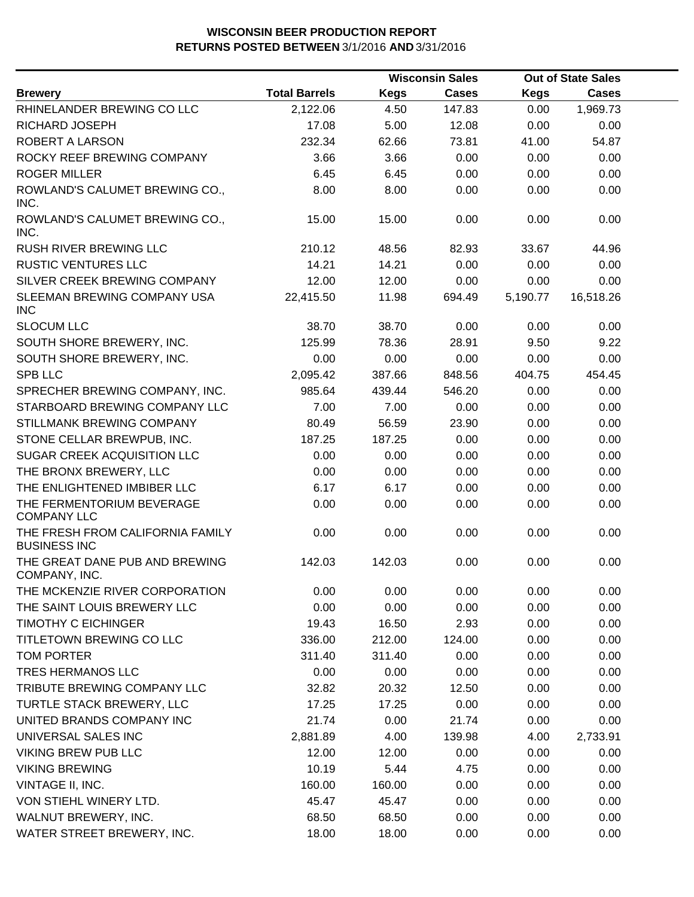**WISCONSIN BEER PRODUCTION REPORT**
**RETURNS POSTED BETWEEN 3/1/2016 AND 3/31/2016**

| | | Wisconsin Sales | | Out of State Sales | |
|---|---|---|---|---|---|
| **Brewery** | **Total Barrels** | **Kegs** | **Cases** | **Kegs** | **Cases** |
| RHINELANDER BREWING CO LLC | 2,122.06 | 4.50 | 147.83 | 0.00 | 1,969.73 |
| RICHARD JOSEPH | 17.08 | 5.00 | 12.08 | 0.00 | 0.00 |
| ROBERT A LARSON | 232.34 | 62.66 | 73.81 | 41.00 | 54.87 |
| ROCKY REEF BREWING COMPANY | 3.66 | 3.66 | 0.00 | 0.00 | 0.00 |
| ROGER MILLER | 6.45 | 6.45 | 0.00 | 0.00 | 0.00 |
| ROWLAND'S CALUMET BREWING CO., INC. | 8.00 | 8.00 | 0.00 | 0.00 | 0.00 |
| ROWLAND'S CALUMET BREWING CO., INC. | 15.00 | 15.00 | 0.00 | 0.00 | 0.00 |
| RUSH RIVER BREWING LLC | 210.12 | 48.56 | 82.93 | 33.67 | 44.96 |
| RUSTIC VENTURES LLC | 14.21 | 14.21 | 0.00 | 0.00 | 0.00 |
| SILVER CREEK BREWING COMPANY | 12.00 | 12.00 | 0.00 | 0.00 | 0.00 |
| SLEEMAN BREWING COMPANY USA INC | 22,415.50 | 11.98 | 694.49 | 5,190.77 | 16,518.26 |
| SLOCUM LLC | 38.70 | 38.70 | 0.00 | 0.00 | 0.00 |
| SOUTH SHORE BREWERY, INC. | 125.99 | 78.36 | 28.91 | 9.50 | 9.22 |
| SOUTH SHORE BREWERY, INC. | 0.00 | 0.00 | 0.00 | 0.00 | 0.00 |
| SPB LLC | 2,095.42 | 387.66 | 848.56 | 404.75 | 454.45 |
| SPRECHER BREWING COMPANY, INC. | 985.64 | 439.44 | 546.20 | 0.00 | 0.00 |
| STARBOARD BREWING COMPANY LLC | 7.00 | 7.00 | 0.00 | 0.00 | 0.00 |
| STILLMANK BREWING COMPANY | 80.49 | 56.59 | 23.90 | 0.00 | 0.00 |
| STONE CELLAR BREWPUB, INC. | 187.25 | 187.25 | 0.00 | 0.00 | 0.00 |
| SUGAR CREEK ACQUISITION LLC | 0.00 | 0.00 | 0.00 | 0.00 | 0.00 |
| THE BRONX BREWERY, LLC | 0.00 | 0.00 | 0.00 | 0.00 | 0.00 |
| THE ENLIGHTENED IMBIBER LLC | 6.17 | 6.17 | 0.00 | 0.00 | 0.00 |
| THE FERMENTORIUM BEVERAGE COMPANY LLC | 0.00 | 0.00 | 0.00 | 0.00 | 0.00 |
| THE FRESH FROM CALIFORNIA FAMILY BUSINESS INC | 0.00 | 0.00 | 0.00 | 0.00 | 0.00 |
| THE GREAT DANE PUB AND BREWING COMPANY, INC. | 142.03 | 142.03 | 0.00 | 0.00 | 0.00 |
| THE MCKENZIE RIVER CORPORATION | 0.00 | 0.00 | 0.00 | 0.00 | 0.00 |
| THE SAINT LOUIS BREWERY LLC | 0.00 | 0.00 | 0.00 | 0.00 | 0.00 |
| TIMOTHY C EICHINGER | 19.43 | 16.50 | 2.93 | 0.00 | 0.00 |
| TITLETOWN BREWING CO LLC | 336.00 | 212.00 | 124.00 | 0.00 | 0.00 |
| TOM PORTER | 311.40 | 311.40 | 0.00 | 0.00 | 0.00 |
| TRES HERMANOS LLC | 0.00 | 0.00 | 0.00 | 0.00 | 0.00 |
| TRIBUTE BREWING COMPANY LLC | 32.82 | 20.32 | 12.50 | 0.00 | 0.00 |
| TURTLE STACK BREWERY, LLC | 17.25 | 17.25 | 0.00 | 0.00 | 0.00 |
| UNITED BRANDS COMPANY INC | 21.74 | 0.00 | 21.74 | 0.00 | 0.00 |
| UNIVERSAL SALES INC | 2,881.89 | 4.00 | 139.98 | 4.00 | 2,733.91 |
| VIKING BREW PUB LLC | 12.00 | 12.00 | 0.00 | 0.00 | 0.00 |
| VIKING BREWING | 10.19 | 5.44 | 4.75 | 0.00 | 0.00 |
| VINTAGE II, INC. | 160.00 | 160.00 | 0.00 | 0.00 | 0.00 |
| VON STIEHL WINERY LTD. | 45.47 | 45.47 | 0.00 | 0.00 | 0.00 |
| WALNUT BREWERY, INC. | 68.50 | 68.50 | 0.00 | 0.00 | 0.00 |
| WATER STREET BREWERY, INC. | 18.00 | 18.00 | 0.00 | 0.00 | 0.00 |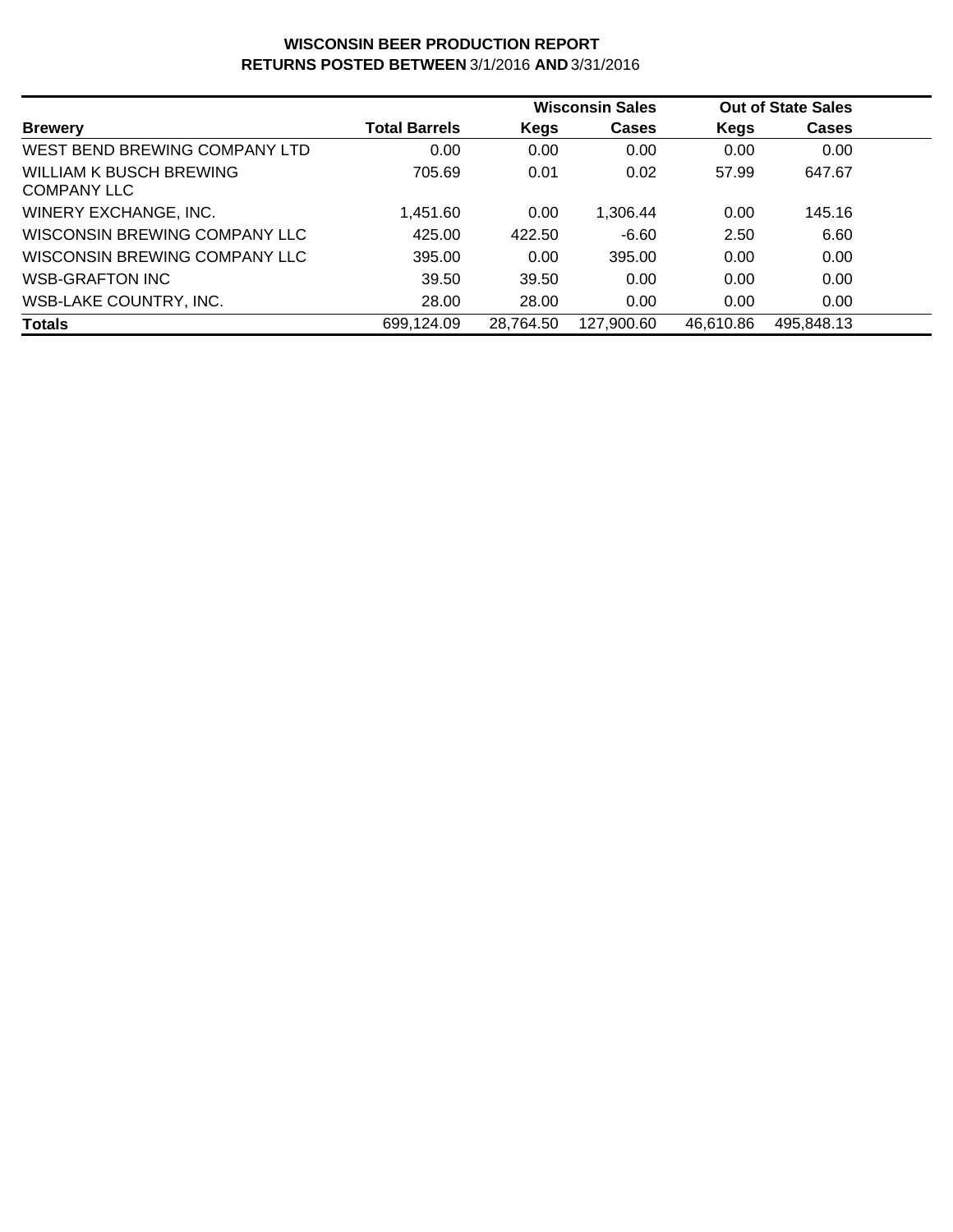**WISCONSIN BEER PRODUCTION REPORT**
**RETURNS POSTED BETWEEN** 3/1/2016 **AND** 3/31/2016

| | | Wisconsin Sales | | Out of State Sales | |
|---|---|---|---|---|---|
| **Brewery** | **Total Barrels** | **Kegs** | **Cases** | **Kegs** | **Cases** |
| WEST BEND BREWING COMPANY LTD | 0.00 | 0.00 | 0.00 | 0.00 | 0.00 |
| WILLIAM K BUSCH BREWING COMPANY LLC | 705.69 | 0.01 | 0.02 | 57.99 | 647.67 |
| WINERY EXCHANGE, INC. | 1,451.60 | 0.00 | 1,306.44 | 0.00 | 145.16 |
| WISCONSIN BREWING COMPANY LLC | 425.00 | 422.50 | -6.60 | 2.50 | 6.60 |
| WISCONSIN BREWING COMPANY LLC | 395.00 | 0.00 | 395.00 | 0.00 | 0.00 |
| WSB-GRAFTON INC | 39.50 | 39.50 | 0.00 | 0.00 | 0.00 |
| WSB-LAKE COUNTRY, INC. | 28.00 | 28.00 | 0.00 | 0.00 | 0.00 |
| **Totals** | 699,124.09 | 28,764.50 | 127,900.60 | 46,610.86 | 495,848.13 |